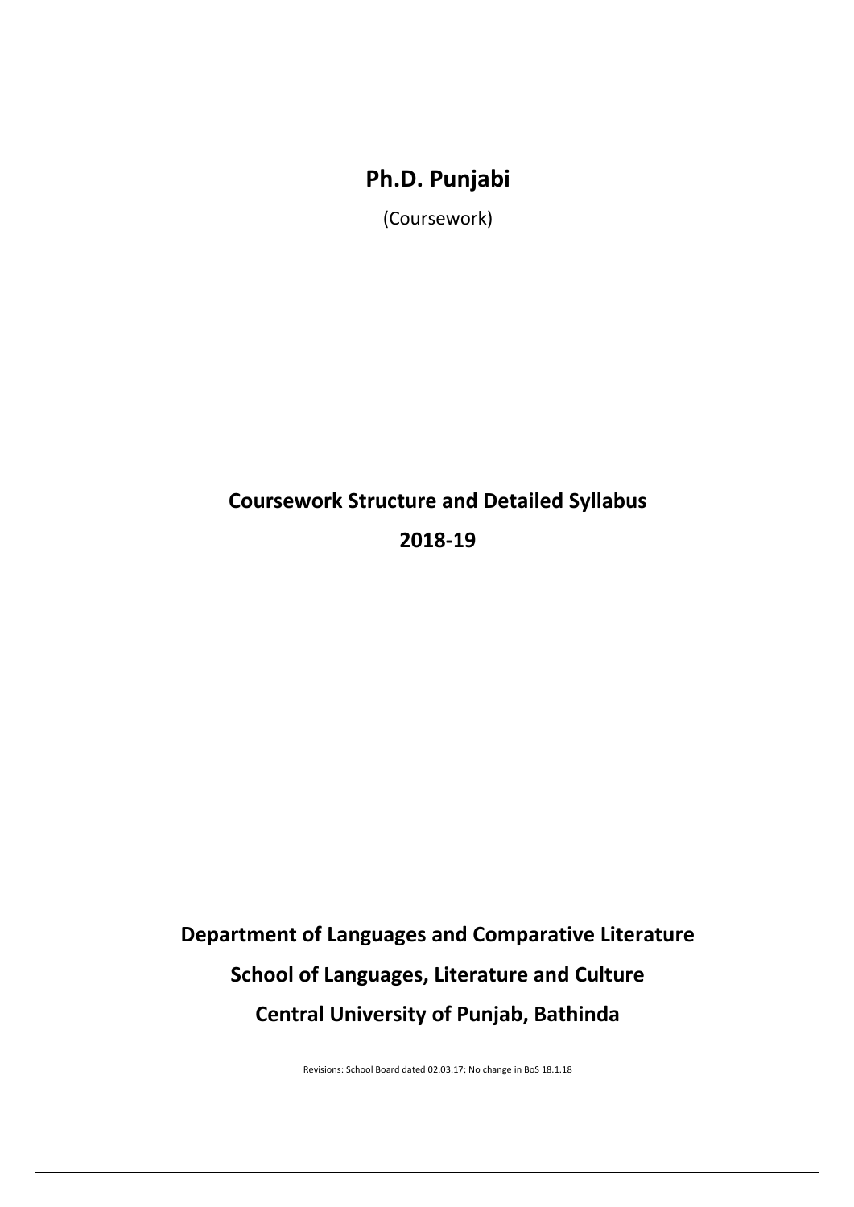# Ph.D. Punjabi

(Coursework)

## Coursework Structure and Detailed Syllabus

## 2018-19

**Department of Languages and Comparative Literature**

**School of Languages, Literature and Culture**

**Central University of Punjab, Bathinda**

Revisions: School Board dated 02.03.17; No change in BoS 18.1.18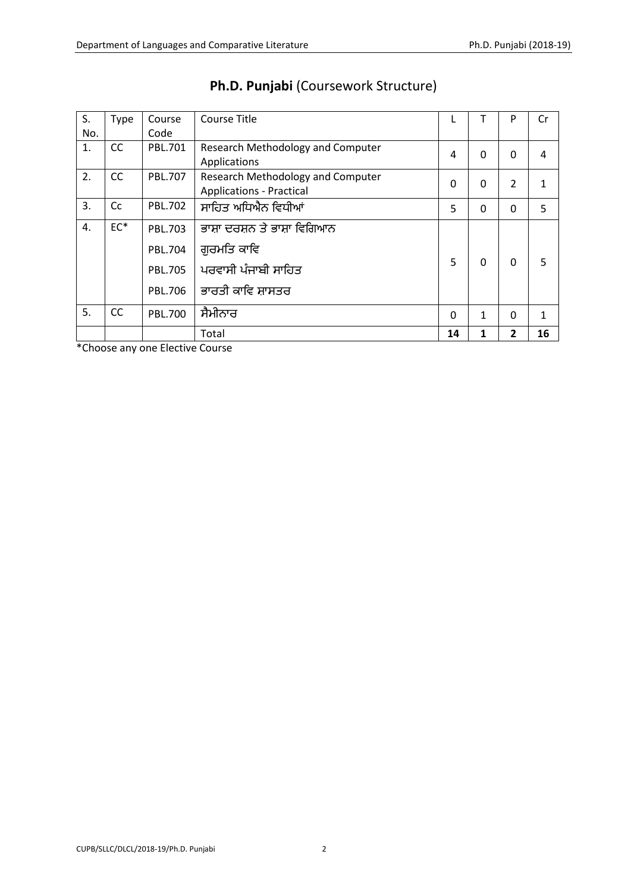## **Ph.D. Punjabi** (Coursework Structure)

| S. No. | Type | Course Code | Course Title | L | T | P | Cr |
|---|---|---|---|---|---|---|---|
| 1. | CC | PBL.701 | Research Methodology and Computer Applications | 4 | 0 | 0 | 4 |
| 2. | CC | PBL.707 | Research Methodology and Computer Applications - Practical | 0 | 0 | 2 | 1 |
| 3. | Cc | PBL.702 | ਸਾਹਿਤ ਅਧਿਐਨ ਵਿਧੀਆਂ | 5 | 0 | 0 | 5 |
| 4. | EC* | PBL.703 | ਭਾਸ਼ਾ ਦਰਸ਼ਨ ਤੇ ਭਾਸ਼ਾ ਵਿਗਿਆਨ | 5 | 0 | 0 | 5 |
| | | PBL.704 | ਗੁਰਮਤਿ ਕਾਵਿ | | | | |
| | | PBL.705 | ਪਰਵਾਸੀ ਪੰਜਾਬੀ ਸਾਹਿਤ | | | | |
| | | PBL.706 | ਭਾਰਤੀ ਕਾਵਿ ਸ਼ਾਸਤਰ | | | | |
| 5. | CC | PBL.700 | ਸੈਮੀਨਾਰ | 0 | 1 | 0 | 1 |
| | | | Total | **14** | **1** | **2** | **16** |

*Choose any one Elective Course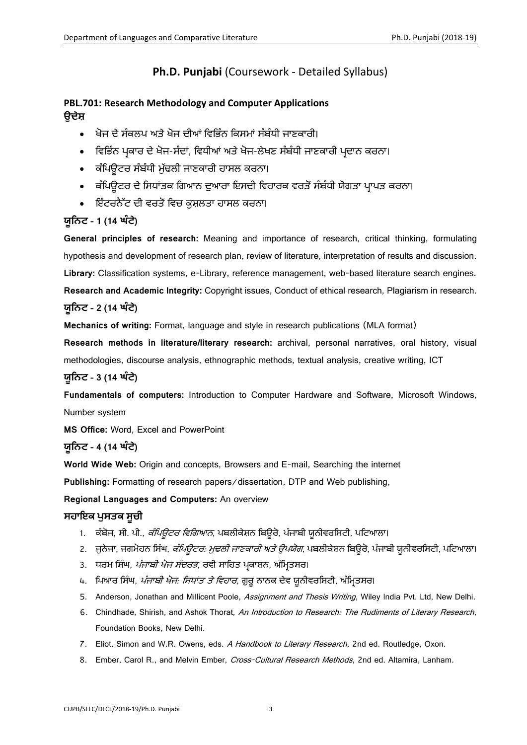# Ph.D. Punjabi (Coursework - Detailed Syllabus)

## PBL.701: Research Methodology and Computer Applications

**ਉਦੇਸ਼**

- ਖੋਜ ਦੇ ਸੰਕਲਪ ਅਤੇ ਖੋਜ ਦੀਆਂ ਵਿਭਿੰਨ ਕਿਸਮਾਂ ਸੰਬੰਧੀ ਜਾਣਕਾਰੀ।
- ਵਿਭਿੰਨ ਪ੍ਰਕਾਰ ਦੇ ਖੋਜ-ਸੰਦਾਂ, ਵਿਧੀਆਂ ਅਤੇ ਖੋਜ-ਲੇਖਣ ਸੰਬੰਧੀ ਜਾਣਕਾਰੀ ਪ੍ਰਦਾਨ ਕਰਨਾ।
- ਕੰਪਿਊਟਰ ਸੰਬੰਧੀ ਮੁੱਢਲੀ ਜਾਣਕਾਰੀ ਹਾਸਲ ਕਰਨਾ।
- ਕੰਪਿਊਟਰ ਦੇ ਸਿਧਾਂਤਕ ਗਿਆਨ ਦੁਆਰਾ ਇਸਦੀ ਵਿਹਾਰਕ ਵਰਤੋਂ ਸੰਬੰਧੀ ਯੋਗਤਾ ਪ੍ਰਾਪਤ ਕਰਨਾ।
- ਇੰਟਰਨੈੱਟ ਦੀ ਵਰਤੋਂ ਵਿਚ ਕੁਸ਼ਲਤਾ ਹਾਸਲ ਕਰਨਾ।

**ਯੂਨਿਟ - 1 (14 ਘੰਟੇ)**

**General principles of research:** Meaning and importance of research, critical thinking, formulating hypothesis and development of research plan, review of literature, interpretation of results and discussion.

**Library:** Classification systems, e-Library, reference management, web-based literature search engines.

**Research and Academic Integrity:** Copyright issues, Conduct of ethical research, Plagiarism in research.

**ਯੂਨਿਟ - 2 (14 ਘੰਟੇ)**

**Mechanics of writing:** Format, language and style in research publications (MLA format)

**Research methods in literature/literary research:** archival, personal narratives, oral history, visual methodologies, discourse analysis, ethnographic methods, textual analysis, creative writing, ICT

**ਯੂਨਿਟ - 3 (14 ਘੰਟੇ)**

**Fundamentals of computers:** Introduction to Computer Hardware and Software, Microsoft Windows, Number system

**MS Office:** Word, Excel and PowerPoint

**ਯੂਨਿਟ - 4 (14 ਘੰਟੇ)**

**World Wide Web:** Origin and concepts, Browsers and E-mail, Searching the internet

**Publishing:** Formatting of research papers/dissertation, DTP and Web publishing,

**Regional Languages and Computers:** An overview

**ਸਹਾਇਕ ਪੁਸਤਕ ਸੂਚੀ**

1. ਕੰਬੋਜ, ਸੀ. ਪੀ., *ਕੰਪਿਊਟਰ ਵਿਗਿਆਨ*, ਪਬਲੀਕੇਸ਼ਨ ਬਿਊਰੋ, ਪੰਜਾਬੀ ਯੂਨੀਵਰਸਿਟੀ, ਪਟਿਆਲਾ।
2. ਜੁਨੇਜਾ, ਜਗਮੋਹਨ ਸਿੰਘ, *ਕੰਪਿਊਟਰ: ਮੁਢਲੀ ਜਾਣਕਾਰੀ ਅਤੇ ਉਪਯੋਗ*, ਪਬਲੀਕੇਸ਼ਨ ਬਿਊਰੋ, ਪੰਜਾਬੀ ਯੂਨੀਵਰਸਿਟੀ, ਪਟਿਆਲਾ।
3. ਧਰਮ ਸਿੰਘ, *ਪੰਜਾਬੀ ਖੋਜ ਸੰਦਰਭ*, ਰਵੀ ਸਾਹਿਤ ਪ੍ਰਕਾਸ਼ਨ, ਅੰਮ੍ਰਿਤਸਰ।
4. ਪਿਆਰ ਸਿੰਘ, *ਪੰਜਾਬੀ ਖੋਜ: ਸਿਧਾਂਤ ਤੇ ਵਿਹਾਰ*, ਗੁਰੂ ਨਾਨਕ ਦੇਵ ਯੂਨੀਵਰਸਿਟੀ, ਅੰਮ੍ਰਿਤਸਰ।
5. Anderson, Jonathan and Millicent Poole, *Assignment and Thesis Writing*, Wiley India Pvt. Ltd, New Delhi.
6. Chindhade, Shirish, and Ashok Thorat, *An Introduction to Research: The Rudiments of Literary Research*, Foundation Books, New Delhi.
7. Eliot, Simon and W.R. Owens, eds. *A Handbook to Literary Research*, 2nd ed. Routledge, Oxon.
8. Ember, Carol R., and Melvin Ember, *Cross-Cultural Research Methods*, 2nd ed. Altamira, Lanham.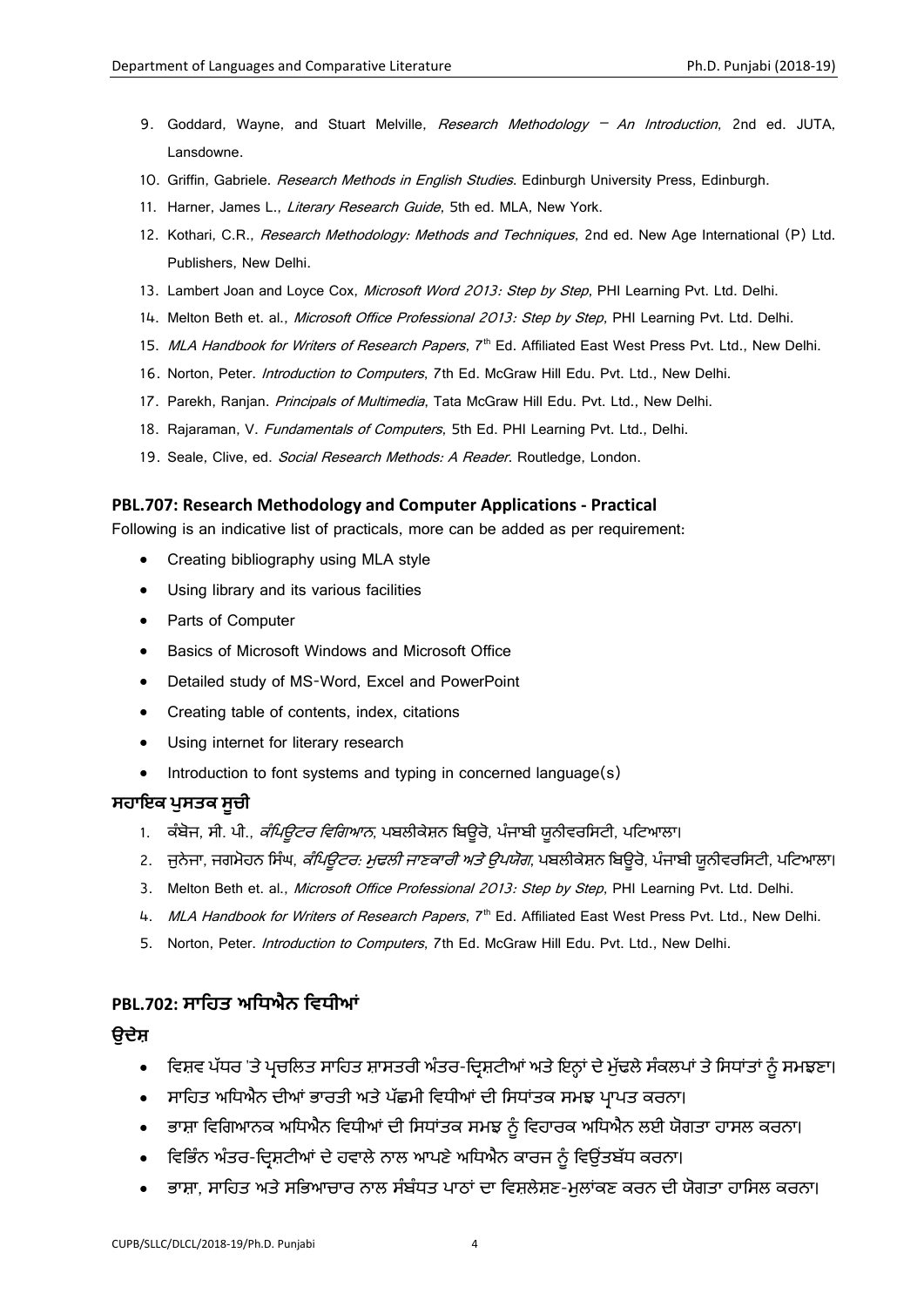9. Goddard, Wayne, and Stuart Melville, *Research Methodology – An Introduction*, 2nd ed. JUTA, Lansdowne.
10. Griffin, Gabriele. *Research Methods in English Studies*. Edinburgh University Press, Edinburgh.
11. Harner, James L., *Literary Research Guide*, 5th ed. MLA, New York.
12. Kothari, C.R., *Research Methodology: Methods and Techniques*, 2nd ed. New Age International (P) Ltd. Publishers, New Delhi.
13. Lambert Joan and Loyce Cox, *Microsoft Word 2013: Step by Step*, PHI Learning Pvt. Ltd. Delhi.
14. Melton Beth et. al., *Microsoft Office Professional 2013: Step by Step*, PHI Learning Pvt. Ltd. Delhi.
15. *MLA Handbook for Writers of Research Papers*, 7th Ed. Affiliated East West Press Pvt. Ltd., New Delhi.
16. Norton, Peter. *Introduction to Computers*, 7th Ed. McGraw Hill Edu. Pvt. Ltd., New Delhi.
17. Parekh, Ranjan. *Principals of Multimedia*, Tata McGraw Hill Edu. Pvt. Ltd., New Delhi.
18. Rajaraman, V. *Fundamentals of Computers*, 5th Ed. PHI Learning Pvt. Ltd., Delhi.
19. Seale, Clive, ed. *Social Research Methods: A Reader*. Routledge, London.

### PBL.707: Research Methodology and Computer Applications - Practical

Following is an indicative list of practicals, more can be added as per requirement:

- Creating bibliography using MLA style
- Using library and its various facilities
- Parts of Computer
- Basics of Microsoft Windows and Microsoft Office
- Detailed study of MS-Word, Excel and PowerPoint
- Creating table of contents, index, citations
- Using internet for literary research
- Introduction to font systems and typing in concerned language(s)

### ਸਹਾਇਕ ਪੁਸਤਕ ਸੂਚੀ

1. ਕੰਬੋਜ, ਸੀ. ਪੀ., *ਕੰਪਿਊਟਰ ਵਿਗਿਆਨ*, ਪਬਲੀਕੇਸ਼ਨ ਬਿਊਰੋ, ਪੰਜਾਬੀ ਯੂਨੀਵਰਸਿਟੀ, ਪਟਿਆਲਾ।
2. ਜੁਨੇਜਾ, ਜਗਮੋਹਨ ਸਿੰਘ, *ਕੰਪਿਊਟਰ: ਮੁਢਲੀ ਜਾਣਕਾਰੀ ਅਤੇ ਉਪਯੋਗ*, ਪਬਲੀਕੇਸ਼ਨ ਬਿਊਰੋ, ਪੰਜਾਬੀ ਯੂਨੀਵਰਸਿਟੀ, ਪਟਿਆਲਾ।
3. Melton Beth et. al., *Microsoft Office Professional 2013: Step by Step*, PHI Learning Pvt. Ltd. Delhi.
4. *MLA Handbook for Writers of Research Papers*, 7th Ed. Affiliated East West Press Pvt. Ltd., New Delhi.
5. Norton, Peter. *Introduction to Computers*, 7th Ed. McGraw Hill Edu. Pvt. Ltd., New Delhi.

## PBL.702: ਸਾਹਿਤ ਅਧਿਐਨ ਵਿਧੀਆਂ

### ਉਦੇਸ਼

- ਵਿਸ਼ਵ ਪੱਧਰ 'ਤੇ ਪ੍ਰਚਲਿਤ ਸਾਹਿਤ ਸ਼ਾਸਤਰੀ ਅੰਤਰ-ਦ੍ਰਿਸ਼ਟੀਆਂ ਅਤੇ ਇਨ੍ਹਾਂ ਦੇ ਮੁੱਢਲੇ ਸੰਕਲਪਾਂ ਤੇ ਸਿਧਾਂਤਾਂ ਨੂੰ ਸਮਝਣਾ।
- ਸਾਹਿਤ ਅਧਿਐਨ ਦੀਆਂ ਭਾਰਤੀ ਅਤੇ ਪੱਛਮੀ ਵਿਧੀਆਂ ਦੀ ਸਿਧਾਂਤਕ ਸਮਝ ਪ੍ਰਾਪਤ ਕਰਨਾ।
- ਭਾਸ਼ਾ ਵਿਗਿਆਨਕ ਅਧਿਐਨ ਵਿਧੀਆਂ ਦੀ ਸਿਧਾਂਤਕ ਸਮਝ ਨੂੰ ਵਿਹਾਰਕ ਅਧਿਐਨ ਲਈ ਯੋਗਤਾ ਹਾਸਲ ਕਰਨਾ।
- ਵਿਭਿੰਨ ਅੰਤਰ-ਦ੍ਰਿਸ਼ਟੀਆਂ ਦੇ ਹਵਾਲੇ ਨਾਲ ਆਪਣੇ ਅਧਿਐਨ ਕਾਰਜ ਨੂੰ ਵਿਉਂਤਬੱਧ ਕਰਨਾ।
- ਭਾਸ਼ਾ, ਸਾਹਿਤ ਅਤੇ ਸਭਿਆਚਾਰ ਨਾਲ ਸੰਬੰਧਤ ਪਾਠਾਂ ਦਾ ਵਿਸ਼ਲੇਸ਼ਣ-ਮੁਲਾਂਕਣ ਕਰਨ ਦੀ ਯੋਗਤਾ ਹਾਸਿਲ ਕਰਨਾ।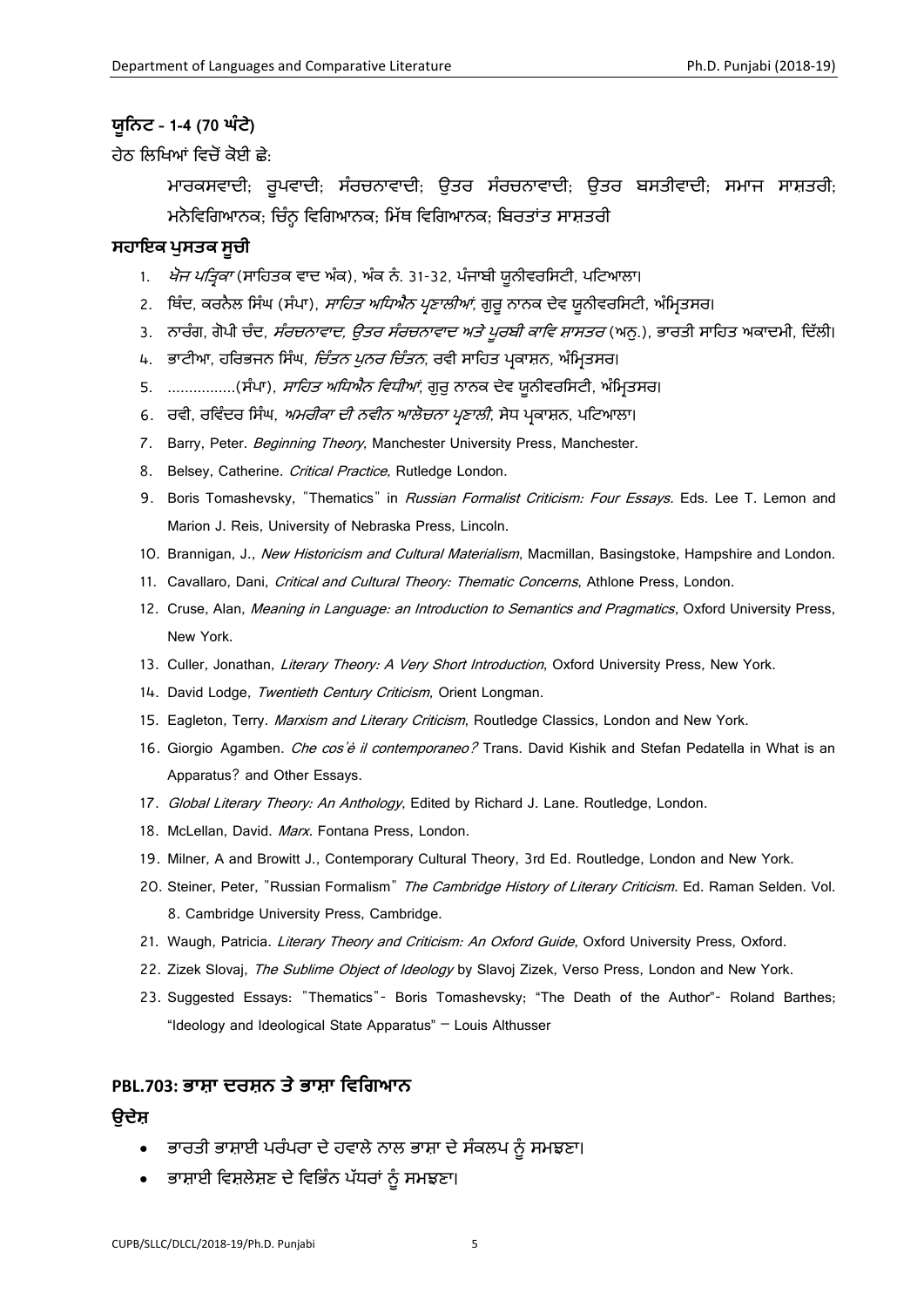## ਯੂਨਿਟ - 1-4 (70 ਘੰਟੇ)

ਹੇਠ ਲਿਖਿਆਂ ਵਿਚੋਂ ਕੋਈ ਛੇ:

> ਮਾਰਕਸਵਾਦੀ; ਰੂਪਵਾਦੀ; ਸੰਰਚਨਾਵਾਦੀ; ਉਤਰ ਸੰਰਚਨਾਵਾਦੀ; ਉਤਰ ਬਸਤੀਵਾਦੀ; ਸਮਾਜ ਸਾਸ਼ਤਰੀ; ਮਨੋਵਿਗਿਆਨਕ; ਚਿੰਨ੍ਹ ਵਿਗਿਆਨਕ; ਮਿੱਥ ਵਿਗਿਆਨਕ; ਬਿਰਤਾਂਤ ਸਾਸ਼ਤਰੀ

## ਸਹਾਇਕ ਪੁਸਤਕ ਸੂਚੀ

1. *ਖੋਜ ਪਤ੍ਰਿਕਾ* (ਸਾਹਿਤਕ ਵਾਦ ਅੰਕ), ਅੰਕ ਨੰ. 31-32, ਪੰਜਾਬੀ ਯੂਨੀਵਰਸਿਟੀ, ਪਟਿਆਲਾ।
2. ਥਿੰਦ, ਕਰਨੈਲ ਸਿੰਘ (ਸੰਪਾ), *ਸਾਹਿਤ ਅਧਿਐਨ ਪ੍ਰਣਾਲੀਆਂ*, ਗੁਰੂ ਨਾਨਕ ਦੇਵ ਯੂਨੀਵਰਸਿਟੀ, ਅੰਮ੍ਰਿਤਸਰ।
3. ਨਾਰੰਗ, ਗੋਪੀ ਚੰਦ, *ਸੰਰਚਨਾਵਾਦ, ਉਤਰ ਸੰਰਚਨਾਵਾਦ ਅਤੇ ਪੂਰਬੀ ਕਾਵਿ ਸ਼ਾਸਤਰ* (ਅਨੁ.), ਭਾਰਤੀ ਸਾਹਿਤ ਅਕਾਦਮੀ, ਦਿੱਲੀ।
4. ਭਾਟੀਆ, ਹਰਿਭਜਨ ਸਿੰਘ, *ਚਿੰਤਨ ਪੁਨਰ ਚਿੰਤਨ*, ਰਵੀ ਸਾਹਿਤ ਪ੍ਰਕਾਸ਼ਨ, ਅੰਮ੍ਰਿਤਸਰ।
5. ................(ਸੰਪਾ), *ਸਾਹਿਤ ਅਧਿਐਨ ਵਿਧੀਆਂ*, ਗੁਰੂ ਨਾਨਕ ਦੇਵ ਯੂਨੀਵਰਸਿਟੀ, ਅੰਮ੍ਰਿਤਸਰ।
6. ਰਵੀ, ਰਵਿੰਦਰ ਸਿੰਘ, *ਅਮਰੀਕਾ ਦੀ ਨਵੀਨ ਆਲੋਚਨਾ ਪ੍ਰਣਾਲੀ*, ਸੋਧ ਪ੍ਰਕਾਸ਼ਨ, ਪਟਿਆਲਾ।
7. Barry, Peter. *Beginning Theory*, Manchester University Press, Manchester.
8. Belsey, Catherine. *Critical Practice*, Rutledge London.
9. Boris Tomashevsky, "Thematics" in *Russian Formalist Criticism: Four Essays.* Eds. Lee T. Lemon and Marion J. Reis, University of Nebraska Press, Lincoln.
10. Brannigan, J., *New Historicism and Cultural Materialism*, Macmillan, Basingstoke, Hampshire and London.
11. Cavallaro, Dani, *Critical and Cultural Theory: Thematic Concerns*, Athlone Press, London.
12. Cruse, Alan, *Meaning in Language: an Introduction to Semantics and Pragmatics*, Oxford University Press, New York.
13. Culler, Jonathan, *Literary Theory: A Very Short Introduction*, Oxford University Press, New York.
14. David Lodge, *Twentieth Century Criticism*, Orient Longman.
15. Eagleton, Terry. *Marxism and Literary Criticism*, Routledge Classics, London and New York.
16. Giorgio Agamben. *Che cos'è il contemporaneo?* Trans. David Kishik and Stefan Pedatella in What is an Apparatus? and Other Essays.
17. *Global Literary Theory: An Anthology*, Edited by Richard J. Lane. Routledge, London.
18. McLellan, David. *Marx*. Fontana Press, London.
19. Milner, A and Browitt J., Contemporary Cultural Theory, 3rd Ed. Routledge, London and New York.
20. Steiner, Peter, "Russian Formalism" *The Cambridge History of Literary Criticism*. Ed. Raman Selden. Vol. 8. Cambridge University Press, Cambridge.
21. Waugh, Patricia. *Literary Theory and Criticism: An Oxford Guide*, Oxford University Press, Oxford.
22. Zizek Slovaj, *The Sublime Object of Ideology* by Slavoj Zizek, Verso Press, London and New York.
23. Suggested Essays: "Thematics"- Boris Tomashevsky; "The Death of the Author"- Roland Barthes; "Ideology and Ideological State Apparatus" – Louis Althusser

## PBL.703: ਭਾਸ਼ਾ ਦਰਸ਼ਨ ਤੇ ਭਾਸ਼ਾ ਵਿਗਿਆਨ

### ਉਦੇਸ਼

- ਭਾਰਤੀ ਭਾਸ਼ਾਈ ਪਰੰਪਰਾ ਦੇ ਹਵਾਲੇ ਨਾਲ ਭਾਸ਼ਾ ਦੇ ਸੰਕਲਪ ਨੂੰ ਸਮਝਣਾ।
- ਭਾਸ਼ਾਈ ਵਿਸ਼ਲੇਸ਼ਣ ਦੇ ਵਿਭਿੰਨ ਪੱਧਰਾਂ ਨੂੰ ਸਮਝਣਾ।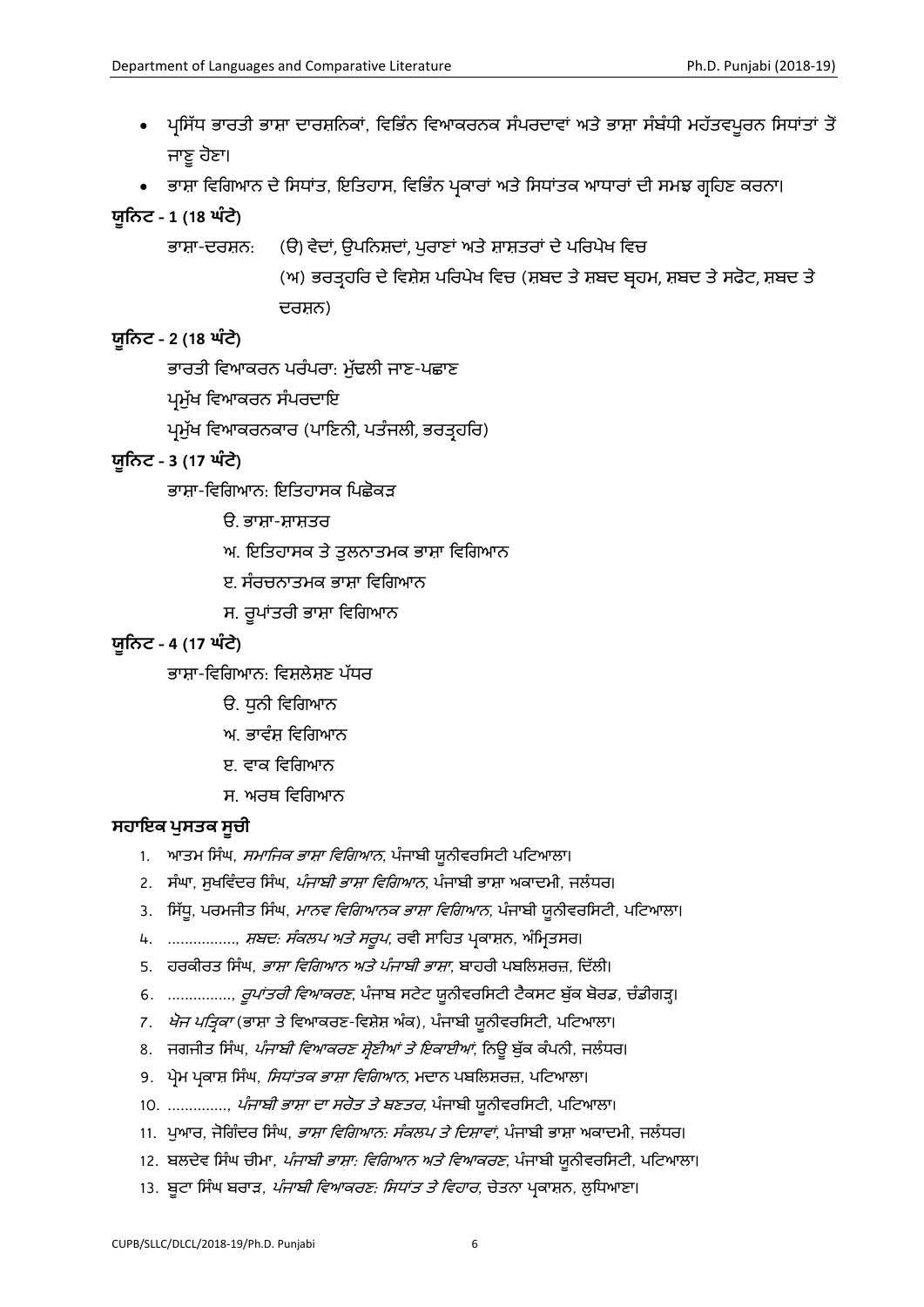- ਪ੍ਰਸਿੱਧ ਭਾਰਤੀ ਭਾਸ਼ਾ ਦਾਰਸ਼ਨਿਕਾਂ, ਵਿਭਿੰਨ ਵਿਆਕਰਨਕ ਸੰਪਰਦਾਵਾਂ ਅਤੇ ਭਾਸ਼ਾ ਸੰਬੰਧੀ ਮਹੱਤਵਪੂਰਨ ਸਿਧਾਂਤਾਂ ਤੋਂ ਜਾਣੂ ਹੋਣਾ।
- ਭਾਸ਼ਾ ਵਿਗਿਆਨ ਦੇ ਸਿਧਾਂਤ, ਇਤਿਹਾਸ, ਵਿਭਿੰਨ ਪ੍ਰਕਾਰਾਂ ਅਤੇ ਸਿਧਾਂਤਕ ਆਧਾਰਾਂ ਦੀ ਸਮਝ ਗ੍ਰਹਿਣ ਕਰਨਾ।

### ਯੂਨਿਟ - 1 (18 ਘੰਟੇ)

ਭਾਸ਼ਾ-ਦਰਸ਼ਨ: (ੳ) ਵੇਦਾਂ, ਉਪਨਿਸ਼ਦਾਂ, ਪੁਰਾਣਾਂ ਅਤੇ ਸ਼ਾਸ਼ਤਰਾਂ ਦੇ ਪਰਿਪੇਖ ਵਿਚ

(ਅ) ਭਰਤ੍ਰਹਰਿ ਦੇ ਵਿਸ਼ੇਸ਼ ਪਰਿਪੇਖ ਵਿਚ (ਸ਼ਬਦ ਤੇ ਸ਼ਬਦ ਬ੍ਰਹਮ, ਸ਼ਬਦ ਤੇ ਸਫੋਟ, ਸ਼ਬਦ ਤੇ ਦਰਸ਼ਨ)

### ਯੂਨਿਟ - 2 (18 ਘੰਟੇ)

ਭਾਰਤੀ ਵਿਆਕਰਨ ਪਰੰਪਰਾ: ਮੁੱਢਲੀ ਜਾਣ-ਪਛਾਣ

ਪ੍ਰਮੁੱਖ ਵਿਆਕਰਨ ਸੰਪਰਦਾਇ

ਪ੍ਰਮੁੱਖ ਵਿਆਕਰਨਕਾਰ (ਪਾਣਿਨੀ, ਪਤੰਜਲੀ, ਭਰਤ੍ਰਹਰਿ)

### ਯੂਨਿਟ - 3 (17 ਘੰਟੇ)

ਭਾਸ਼ਾ-ਵਿਗਿਆਨ: ਇਤਿਹਾਸਕ ਪਿਛੋਕੜ

ੳ. ਭਾਸ਼ਾ-ਸ਼ਾਸ਼ਤਰ

ਅ. ਇਤਿਹਾਸਕ ਤੇ ਤੁਲਨਾਤਮਕ ਭਾਸ਼ਾ ਵਿਗਿਆਨ

ੲ. ਸੰਰਚਨਾਤਮਕ ਭਾਸ਼ਾ ਵਿਗਿਆਨ

ਸ. ਰੂਪਾਂਤਰੀ ਭਾਸ਼ਾ ਵਿਗਿਆਨ

### ਯੂਨਿਟ - 4 (17 ਘੰਟੇ)

ਭਾਸ਼ਾ-ਵਿਗਿਆਨ: ਵਿਸ਼ਲੇਸ਼ਣ ਪੱਧਰ

ੳ. ਧੁਨੀ ਵਿਗਿਆਨ

ਅ. ਭਾਵੰਸ਼ ਵਿਗਿਆਨ

ੲ. ਵਾਕ ਵਿਗਿਆਨ

ਸ. ਅਰਥ ਵਿਗਿਆਨ

### ਸਹਾਇਕ ਪੁਸਤਕ ਸੂਚੀ

1. ਆਤਮ ਸਿੰਘ, *ਸਮਾਜਿਕ ਭਾਸ਼ਾ ਵਿਗਿਆਨ*, ਪੰਜਾਬੀ ਯੂਨੀਵਰਸਿਟੀ ਪਟਿਆਲਾ।
2. ਸੰਘਾ, ਸੁਖਵਿੰਦਰ ਸਿੰਘ, *ਪੰਜਾਬੀ ਭਾਸ਼ਾ ਵਿਗਿਆਨ*, ਪੰਜਾਬੀ ਭਾਸ਼ਾ ਅਕਾਦਮੀ, ਜਲੰਧਰ।
3. ਸਿੱਧੂ, ਪਰਮਜੀਤ ਸਿੰਘ, *ਮਾਨਵ ਵਿਗਿਆਨਕ ਭਾਸ਼ਾ ਵਿਗਿਆਨ*, ਪੰਜਾਬੀ ਯੂਨੀਵਰਸਿਟੀ, ਪਟਿਆਲਾ।
4. ................, *ਸ਼ਬਦ: ਸੰਕਲਪ ਅਤੇ ਸਰੂਪ*, ਰਵੀ ਸਾਹਿਤ ਪ੍ਰਕਾਸ਼ਨ, ਅੰਮ੍ਰਿਤਸਰ।
5. ਹਰਕੀਰਤ ਸਿੰਘ, *ਭਾਸ਼ਾ ਵਿਗਿਆਨ ਅਤੇ ਪੰਜਾਬੀ ਭਾਸ਼ਾ*, ਬਾਹਰੀ ਪਬਲਿਸ਼ਰਜ਼, ਦਿੱਲੀ।
6. ..............., *ਰੂਪਾਂਤਰੀ ਵਿਆਕਰਣ*, ਪੰਜਾਬ ਸਟੇਟ ਯੂਨੀਵਰਸਿਟੀ ਟੈਕਸਟ ਬੁੱਕ ਬੋਰਡ, ਚੰਡੀਗੜ੍ਹ।
7. *ਖੋਜ ਪਤ੍ਰਿਕਾ* (ਭਾਸ਼ਾ ਤੇ ਵਿਆਕਰਣ-ਵਿਸ਼ੇਸ਼ ਅੰਕ), ਪੰਜਾਬੀ ਯੂਨੀਵਰਸਿਟੀ, ਪਟਿਆਲਾ।
8. ਜਗਜੀਤ ਸਿੰਘ, *ਪੰਜਾਬੀ ਵਿਆਕਰਣ ਸ਼੍ਰੇਣੀਆਂ ਤੇ ਇਕਾਈਆਂ*, ਨਿਊ ਬੁੱਕ ਕੰਪਨੀ, ਜਲੰਧਰ।
9. ਪ੍ਰੇਮ ਪ੍ਰਕਾਸ਼ ਸਿੰਘ, *ਸਿਧਾਂਤਕ ਭਾਸ਼ਾ ਵਿਗਿਆਨ*, ਮਦਾਨ ਪਬਲਿਸ਼ਰਜ਼, ਪਟਿਆਲਾ।
10. .............., *ਪੰਜਾਬੀ ਭਾਸ਼ਾ ਦਾ ਸਰੋਤ ਤੇ ਬਣਤਰ*, ਪੰਜਾਬੀ ਯੂਨੀਵਰਸਿਟੀ, ਪਟਿਆਲਾ।
11. ਪੁਆਰ, ਜੋਗਿੰਦਰ ਸਿੰਘ, *ਭਾਸ਼ਾ ਵਿਗਿਆਨ: ਸੰਕਲਪ ਤੇ ਦਿਸ਼ਾਵਾਂ*, ਪੰਜਾਬੀ ਭਾਸ਼ਾ ਅਕਾਦਮੀ, ਜਲੰਧਰ।
12. ਬਲਦੇਵ ਸਿੰਘ ਚੀਮਾ, *ਪੰਜਾਬੀ ਭਾਸ਼ਾ: ਵਿਗਿਆਨ ਅਤੇ ਵਿਆਕਰਣ*, ਪੰਜਾਬੀ ਯੂਨੀਵਰਸਿਟੀ, ਪਟਿਆਲਾ।
13. ਬੂਟਾ ਸਿੰਘ ਬਰਾੜ, *ਪੰਜਾਬੀ ਵਿਆਕਰਣ: ਸਿਧਾਂਤ ਤੇ ਵਿਹਾਰ*, ਚੇਤਨਾ ਪ੍ਰਕਾਸ਼ਨ, ਲੁਧਿਆਣਾ।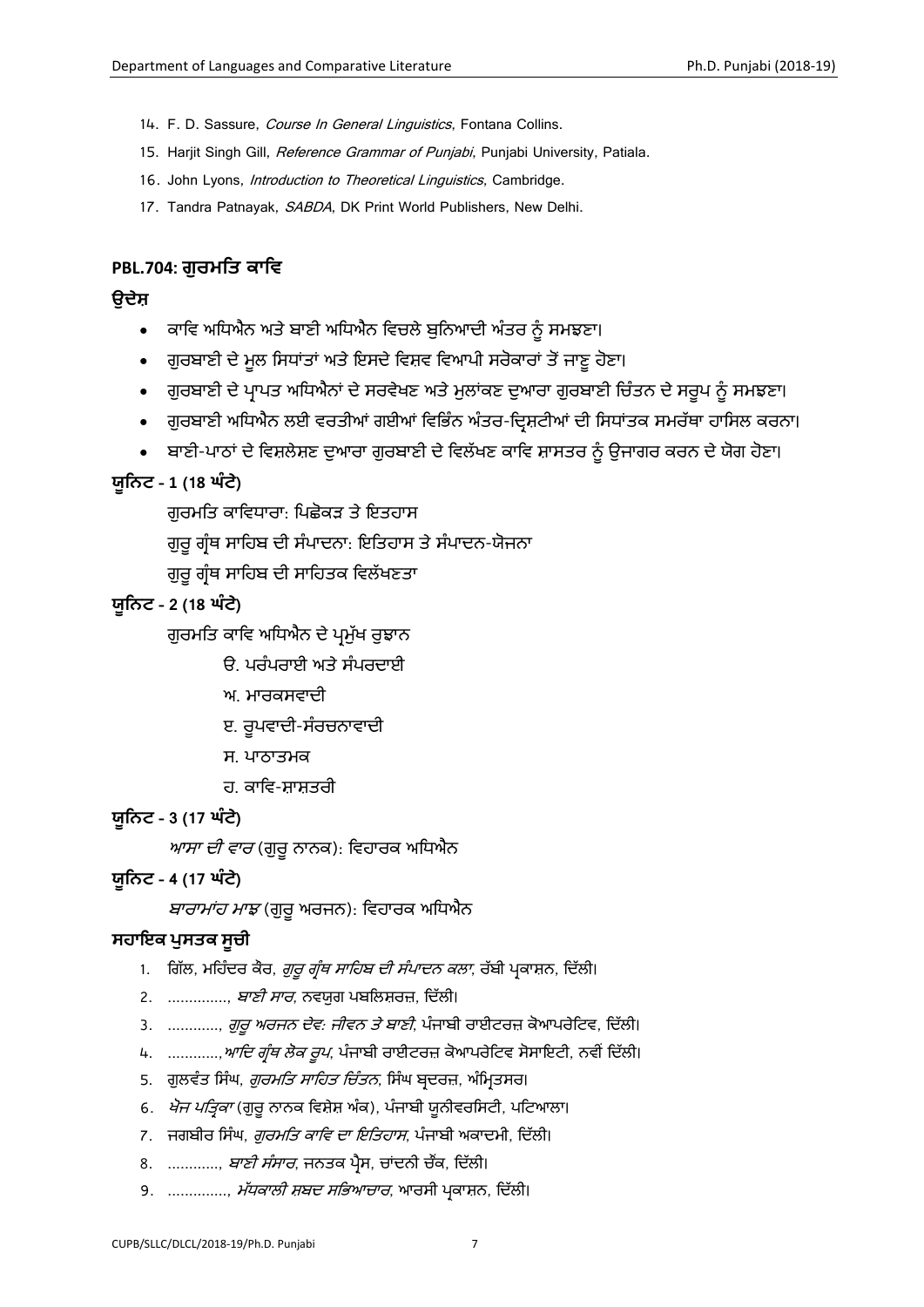14. F. D. Sassure, *Course In General Linguistics*, Fontana Collins.
15. Harjit Singh Gill, *Reference Grammar of Punjabi*, Punjabi University, Patiala.
16. John Lyons, *Introduction to Theoretical Linguistics*, Cambridge.
17. Tandra Patnayak, *SABDA*, DK Print World Publishers, New Delhi.

## PBL.704: ਗੁਰਮਤਿ ਕਾਵਿ

### ਉਦੇਸ਼

- ਕਾਵਿ ਅਧਿਐਨ ਅਤੇ ਬਾਣੀ ਅਧਿਐਨ ਵਿਚਲੇ ਬੁਨਿਆਦੀ ਅੰਤਰ ਨੂੰ ਸਮਝਣਾ।
- ਗੁਰਬਾਣੀ ਦੇ ਮੂਲ ਸਿਧਾਂਤਾਂ ਅਤੇ ਇਸਦੇ ਵਿਸ਼ਵ ਵਿਆਪੀ ਸਰੋਕਾਰਾਂ ਤੋਂ ਜਾਣੂ ਹੋਣਾ।
- ਗੁਰਬਾਣੀ ਦੇ ਪ੍ਰਾਪਤ ਅਧਿਐਨਾਂ ਦੇ ਸਰਵੇਖਣ ਅਤੇ ਮੁਲਾਂਕਣ ਦੁਆਰਾ ਗੁਰਬਾਣੀ ਚਿੰਤਨ ਦੇ ਸਰੂਪ ਨੂੰ ਸਮਝਣਾ।
- ਗੁਰਬਾਣੀ ਅਧਿਐਨ ਲਈ ਵਰਤੀਆਂ ਗਈਆਂ ਵਿਭਿੰਨ ਅੰਤਰ-ਦ੍ਰਿਸ਼ਟੀਆਂ ਦੀ ਸਿਧਾਂਤਕ ਸਮਰੱਥਾ ਹਾਸਿਲ ਕਰਨਾ।
- ਬਾਣੀ-ਪਾਠਾਂ ਦੇ ਵਿਸ਼ਲੇਸ਼ਣ ਦੁਆਰਾ ਗੁਰਬਾਣੀ ਦੇ ਵਿਲੱਖਣ ਕਾਵਿ ਸ਼ਾਸਤਰ ਨੂੰ ਉਜਾਗਰ ਕਰਨ ਦੇ ਯੋਗ ਹੋਣਾ।

### ਯੂਨਿਟ - 1 (18 ਘੰਟੇ)

ਗੁਰਮਤਿ ਕਾਵਿਧਾਰਾ: ਪਿਛੋਕੜ ਤੇ ਇਤਹਾਸ

ਗੁਰੂ ਗ੍ਰੰਥ ਸਾਹਿਬ ਦੀ ਸੰਪਾਦਨਾ: ਇਤਿਹਾਸ ਤੇ ਸੰਪਾਦਨ-ਯੋਜਨਾ

ਗੁਰੂ ਗ੍ਰੰਥ ਸਾਹਿਬ ਦੀ ਸਾਹਿਤਕ ਵਿਲੱਖਣਤਾ

### ਯੂਨਿਟ - 2 (18 ਘੰਟੇ)

ਗੁਰਮਤਿ ਕਾਵਿ ਅਧਿਐਨ ਦੇ ਪ੍ਰਮੁੱਖ ਰੁਝਾਨ

ੳ. ਪਰੰਪਰਾਈ ਅਤੇ ਸੰਪਰਦਾਈ

ਅ. ਮਾਰਕਸਵਾਦੀ

ੲ. ਰੂਪਵਾਦੀ-ਸੰਰਚਨਾਵਾਦੀ

ਸ. ਪਾਠਾਤਮਕ

ਹ. ਕਾਵਿ-ਸ਼ਾਸ਼ਤਰੀ

### ਯੂਨਿਟ - 3 (17 ਘੰਟੇ)

*ਆਸਾ ਦੀ ਵਾਰ* (ਗੁਰੂ ਨਾਨਕ): ਵਿਹਾਰਕ ਅਧਿਐਨ

### ਯੂਨਿਟ - 4 (17 ਘੰਟੇ)

*ਬਾਰਾਮਾਂਹ ਮਾਝ* (ਗੁਰੂ ਅਰਜਨ): ਵਿਹਾਰਕ ਅਧਿਐਨ

### ਸਹਾਇਕ ਪੁਸਤਕ ਸੂਚੀ

1. ਗਿੱਲ, ਮਹਿੰਦਰ ਕੌਰ, *ਗੁਰੂ ਗ੍ਰੰਥ ਸਾਹਿਬ ਦੀ ਸੰਪਾਦਨ ਕਲਾ*, ਰੱਬੀ ਪ੍ਰਕਾਸ਼ਨ, ਦਿੱਲੀ।
2. .............., *ਬਾਣੀ ਸਾਰ*, ਨਵਯੁਗ ਪਬਲਿਸ਼ਰਜ਼, ਦਿੱਲੀ।
3. ............, *ਗੁਰੂ ਅਰਜਨ ਦੇਵ: ਜੀਵਨ ਤੇ ਬਾਣੀ*, ਪੰਜਾਬੀ ਰਾਈਟਰਜ਼ ਕੋਆਪਰੇਟਿਵ, ਦਿੱਲੀ।
4. ............,*ਆਦਿ ਗ੍ਰੰਥ ਲੋਕ ਰੂਪ*, ਪੰਜਾਬੀ ਰਾਈਟਰਜ਼ ਕੋਆਪਰੇਟਿਵ ਸੋਸਾਇਟੀ, ਨਵੀਂ ਦਿੱਲੀ।
5. ਗੁਲਵੰਤ ਸਿੰਘ, *ਗੁਰਮਤਿ ਸਾਹਿਤ ਚਿੰਤਨ*, ਸਿੰਘ ਬ੍ਰਦਰਜ਼, ਅੰਮ੍ਰਿਤਸਰ।
6. *ਖੋਜ ਪਤ੍ਰਿਕਾ* (ਗੁਰੂ ਨਾਨਕ ਵਿਸ਼ੇਸ਼ ਅੰਕ), ਪੰਜਾਬੀ ਯੂਨੀਵਰਸਿਟੀ, ਪਟਿਆਲਾ।
7. ਜਗਬੀਰ ਸਿੰਘ, *ਗੁਰਮਤਿ ਕਾਵਿ ਦਾ ਇਤਿਹਾਸ*, ਪੰਜਾਬੀ ਅਕਾਦਮੀ, ਦਿੱਲੀ।
8. ............, *ਬਾਣੀ ਸੰਸਾਰ*, ਜਨਤਕ ਪ੍ਰੈਸ, ਚਾਂਦਨੀ ਚੌਂਕ, ਦਿੱਲੀ।
9. .............., *ਮੱਧਕਾਲੀ ਸ਼ਬਦ ਸਭਿਆਚਾਰ*, ਆਰਸੀ ਪ੍ਰਕਾਸ਼ਨ, ਦਿੱਲੀ।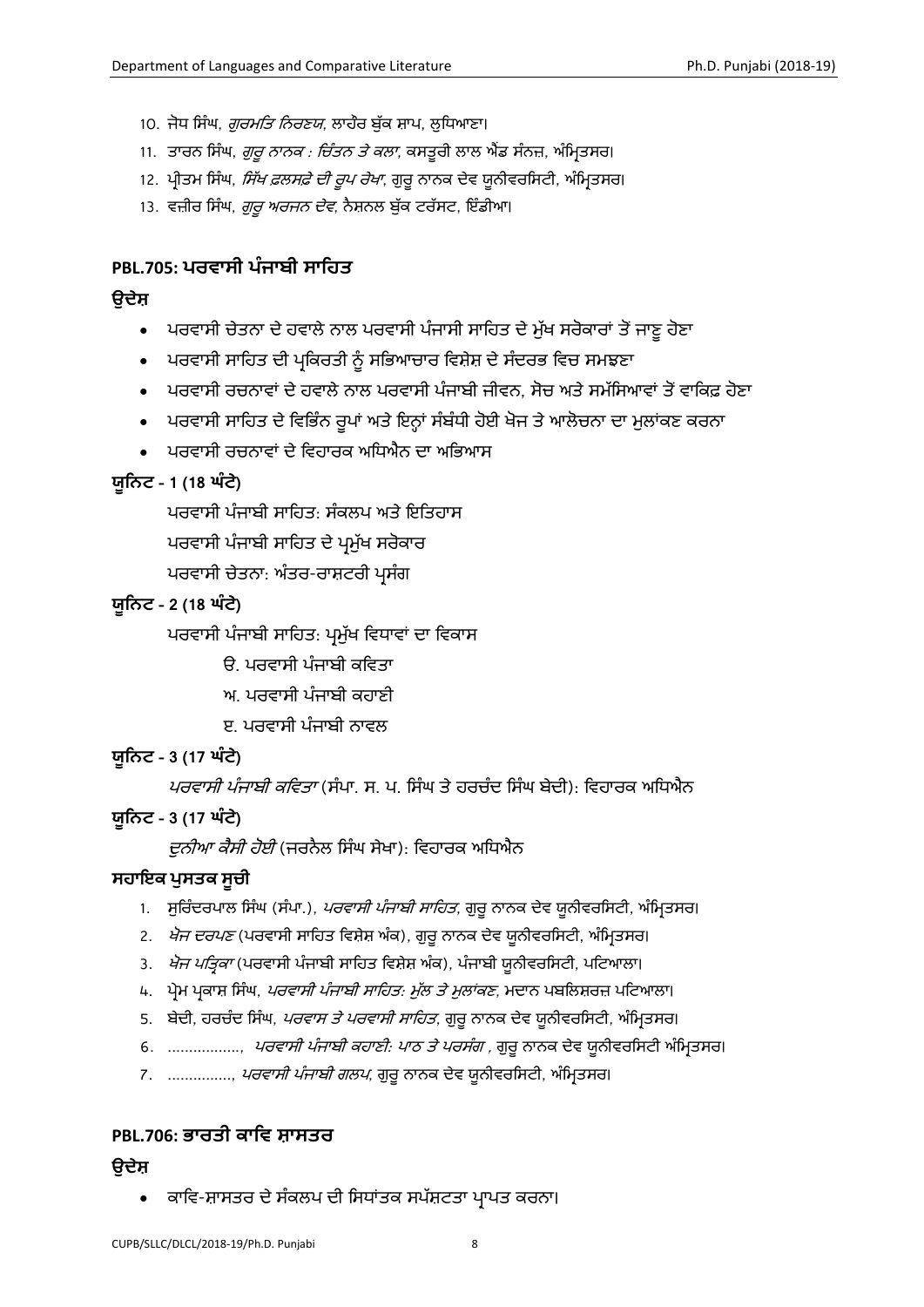10. ਜੋਧ ਸਿੰਘ, *ਗੁਰਮਤਿ ਨਿਰਣਯ*, ਲਾਹੌਰ ਬੁੱਕ ਸ਼ਾਪ, ਲੁਧਿਆਣਾ।
11. ਤਾਰਨ ਸਿੰਘ, *ਗੁਰੂ ਨਾਨਕ : ਚਿੰਤਨ ਤੇ ਕਲਾ*, ਕਸਤੂਰੀ ਲਾਲ ਐਂਡ ਸੰਨਜ਼, ਅੰਮ੍ਰਿਤਸਰ।
12. ਪ੍ਰੀਤਮ ਸਿੰਘ, *ਸਿੱਖ ਫ਼ਲਸਫ਼ੇ ਦੀ ਰੂਪ ਰੇਖਾ*, ਗੁਰੂ ਨਾਨਕ ਦੇਵ ਯੂਨੀਵਰਸਿਟੀ, ਅੰਮ੍ਰਿਤਸਰ।
13. ਵਜ਼ੀਰ ਸਿੰਘ, *ਗੁਰੂ ਅਰਜਨ ਦੇਵ*, ਨੈਸ਼ਨਲ ਬੁੱਕ ਟਰੱਸਟ, ਇੰਡੀਆ।

## PBL.705: ਪਰਵਾਸੀ ਪੰਜਾਬੀ ਸਾਹਿਤ

### ਉਦੇਸ਼

- ਪਰਵਾਸੀ ਚੇਤਨਾ ਦੇ ਹਵਾਲੇ ਨਾਲ ਪਰਵਾਸੀ ਪੰਜਾਸੀ ਸਾਹਿਤ ਦੇ ਮੁੱਖ ਸਰੋਕਾਰਾਂ ਤੋਂ ਜਾਣੂ ਹੋਣਾ
- ਪਰਵਾਸੀ ਸਾਹਿਤ ਦੀ ਪ੍ਰਕਿਰਤੀ ਨੂੰ ਸਭਿਆਚਾਰ ਵਿਸ਼ੇਸ਼ ਦੇ ਸੰਦਰਭ ਵਿਚ ਸਮਝਣਾ
- ਪਰਵਾਸੀ ਰਚਨਾਵਾਂ ਦੇ ਹਵਾਲੇ ਨਾਲ ਪਰਵਾਸੀ ਪੰਜਾਬੀ ਜੀਵਨ, ਸੋਚ ਅਤੇ ਸਮੱਸਿਆਵਾਂ ਤੋਂ ਵਾਕਿਫ਼ ਹੋਣਾ
- ਪਰਵਾਸੀ ਸਾਹਿਤ ਦੇ ਵਿਭਿੰਨ ਰੂਪਾਂ ਅਤੇ ਇਨ੍ਹਾਂ ਸੰਬੰਧੀ ਹੋਈ ਖੋਜ ਤੇ ਆਲੋਚਨਾ ਦਾ ਮੁਲਾਂਕਣ ਕਰਨਾ
- ਪਰਵਾਸੀ ਰਚਨਾਵਾਂ ਦੇ ਵਿਹਾਰਕ ਅਧਿਐਨ ਦਾ ਅਭਿਆਸ

### ਯੂਨਿਟ - 1 (18 ਘੰਟੇ)

ਪਰਵਾਸੀ ਪੰਜਾਬੀ ਸਾਹਿਤ: ਸੰਕਲਪ ਅਤੇ ਇਤਿਹਾਸ

ਪਰਵਾਸੀ ਪੰਜਾਬੀ ਸਾਹਿਤ ਦੇ ਪ੍ਰਮੁੱਖ ਸਰੋਕਾਰ

ਪਰਵਾਸੀ ਚੇਤਨਾ: ਅੰਤਰ-ਰਾਸ਼ਟਰੀ ਪ੍ਰਸੰਗ

### ਯੂਨਿਟ - 2 (18 ਘੰਟੇ)

ਪਰਵਾਸੀ ਪੰਜਾਬੀ ਸਾਹਿਤ: ਪ੍ਰਮੁੱਖ ਵਿਧਾਵਾਂ ਦਾ ਵਿਕਾਸ

ੳ. ਪਰਵਾਸੀ ਪੰਜਾਬੀ ਕਵਿਤਾ

ਅ. ਪਰਵਾਸੀ ਪੰਜਾਬੀ ਕਹਾਣੀ

ੲ. ਪਰਵਾਸੀ ਪੰਜਾਬੀ ਨਾਵਲ

### ਯੂਨਿਟ - 3 (17 ਘੰਟੇ)

*ਪਰਵਾਸੀ ਪੰਜਾਬੀ ਕਵਿਤਾ* (ਸੰਪਾ. ਸ. ਪ. ਸਿੰਘ ਤੇ ਹਰਚੰਦ ਸਿੰਘ ਬੇਦੀ): ਵਿਹਾਰਕ ਅਧਿਐਨ

### ਯੂਨਿਟ - 3 (17 ਘੰਟੇ)

*ਦੁਨੀਆ ਕੈਸੀ ਹੋਈ* (ਜਰਨੈਲ ਸਿੰਘ ਸੇਖਾ): ਵਿਹਾਰਕ ਅਧਿਐਨ

### ਸਹਾਇਕ ਪੁਸਤਕ ਸੂਚੀ

1. ਸੁਰਿੰਦਰਪਾਲ ਸਿੰਘ (ਸੰਪਾ.), *ਪਰਵਾਸੀ ਪੰਜਾਬੀ ਸਾਹਿਤ*, ਗੁਰੂ ਨਾਨਕ ਦੇਵ ਯੂਨੀਵਰਸਿਟੀ, ਅੰਮ੍ਰਿਤਸਰ।
2. *ਖੋਜ ਦਰਪਣ* (ਪਰਵਾਸੀ ਸਾਹਿਤ ਵਿਸ਼ੇਸ਼ ਅੰਕ), ਗੁਰੂ ਨਾਨਕ ਦੇਵ ਯੂਨੀਵਰਸਿਟੀ, ਅੰਮ੍ਰਿਤਸਰ।
3. *ਖੋਜ ਪਤ੍ਰਿਕਾ* (ਪਰਵਾਸੀ ਪੰਜਾਬੀ ਸਾਹਿਤ ਵਿਸ਼ੇਸ਼ ਅੰਕ), ਪੰਜਾਬੀ ਯੂਨੀਵਰਸਿਟੀ, ਪਟਿਆਲਾ।
4. ਪ੍ਰੇਮ ਪ੍ਰਕਾਸ਼ ਸਿੰਘ, *ਪਰਵਾਸੀ ਪੰਜਾਬੀ ਸਾਹਿਤ: ਮੁੱਲ ਤੇ ਮੁਲਾਂਕਣ*, ਮਦਾਨ ਪਬਲਿਸ਼ਰਜ਼ ਪਟਿਆਲਾ।
5. ਬੇਦੀ, ਹਰਚੰਦ ਸਿੰਘ, *ਪਰਵਾਸ ਤੇ ਪਰਵਾਸੀ ਸਾਹਿਤ*, ਗੁਰੂ ਨਾਨਕ ਦੇਵ ਯੂਨੀਵਰਸਿਟੀ, ਅੰਮ੍ਰਿਤਸਰ।
6. ................, *ਪਰਵਾਸੀ ਪੰਜਾਬੀ ਕਹਾਣੀ: ਪਾਠ ਤੇ ਪਰਸੰਗ* , ਗੁਰੂ ਨਾਨਕ ਦੇਵ ਯੂਨੀਵਰਸਿਟੀ ਅੰਮ੍ਰਿਤਸਰ।
7. ..............., *ਪਰਵਾਸੀ ਪੰਜਾਬੀ ਗਲਪ*, ਗੁਰੂ ਨਾਨਕ ਦੇਵ ਯੂਨੀਵਰਸਿਟੀ, ਅੰਮ੍ਰਿਤਸਰ।

## PBL.706: ਭਾਰਤੀ ਕਾਵਿ ਸ਼ਾਸਤਰ

### ਉਦੇਸ਼

- ਕਾਵਿ-ਸ਼ਾਸਤਰ ਦੇ ਸੰਕਲਪ ਦੀ ਸਿਧਾਂਤਕ ਸਪੱਸ਼ਟਤਾ ਪ੍ਰਾਪਤ ਕਰਨਾ।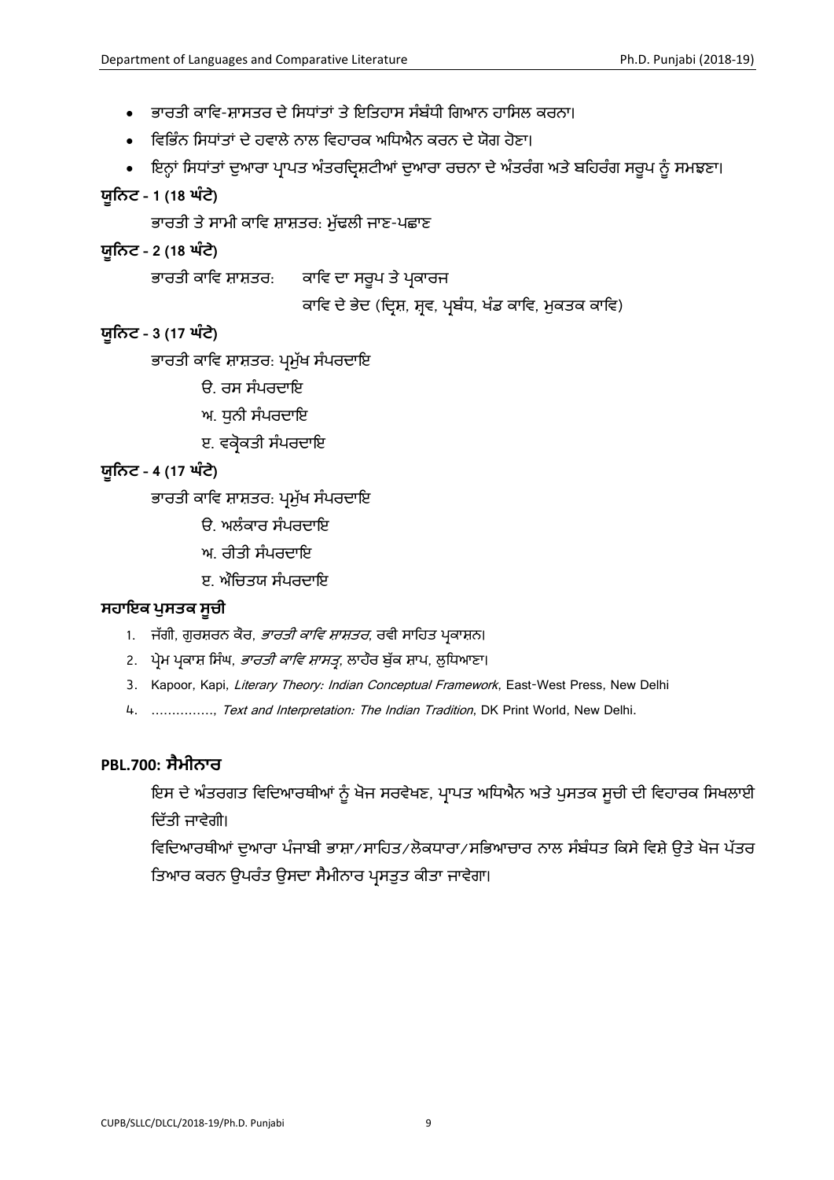- ਭਾਰਤੀ ਕਾਵਿ-ਸ਼ਾਸਤਰ ਦੇ ਸਿਧਾਂਤਾਂ ਤੇ ਇਤਿਹਾਸ ਸੰਬੰਧੀ ਗਿਆਨ ਹਾਸਿਲ ਕਰਨਾ।
- ਵਿਭਿੰਨ ਸਿਧਾਂਤਾਂ ਦੇ ਹਵਾਲੇ ਨਾਲ ਵਿਹਾਰਕ ਅਧਿਐਨ ਕਰਨ ਦੇ ਯੋਗ ਹੋਣਾ।
- ਇਨ੍ਹਾਂ ਸਿਧਾਂਤਾਂ ਦੁਆਰਾ ਪ੍ਰਾਪਤ ਅੰਤਰਦ੍ਰਿਸ਼ਟੀਆਂ ਦੁਆਰਾ ਰਚਨਾ ਦੇ ਅੰਤਰੰਗ ਅਤੇ ਬਹਿਰੰਗ ਸਰੂਪ ਨੂੰ ਸਮਝਣਾ।

**ਯੂਨਿਟ - 1 (18 ਘੰਟੇ)**

ਭਾਰਤੀ ਤੇ ਸਾਮੀ ਕਾਵਿ ਸ਼ਾਸ਼ਤਰ: ਮੁੱਢਲੀ ਜਾਣ-ਪਛਾਣ

**ਯੂਨਿਟ - 2 (18 ਘੰਟੇ)**

ਭਾਰਤੀ ਕਾਵਿ ਸ਼ਾਸ਼ਤਰ: ਕਾਵਿ ਦਾ ਸਰੂਪ ਤੇ ਪ੍ਰਕਾਰਜ

ਕਾਵਿ ਦੇ ਭੇਦ (ਦ੍ਰਿਸ਼, ਸ੍ਰਵ, ਪ੍ਰਬੰਧ, ਖੰਡ ਕਾਵਿ, ਮੁਕਤਕ ਕਾਵਿ)

**ਯੂਨਿਟ - 3 (17 ਘੰਟੇ)**

ਭਾਰਤੀ ਕਾਵਿ ਸ਼ਾਸ਼ਤਰ: ਪ੍ਰਮੁੱਖ ਸੰਪਰਦਾਇ

ੳ. ਰਸ ਸੰਪਰਦਾਇ

ਅ. ਧੁਨੀ ਸੰਪਰਦਾਇ

ੲ. ਵਕ੍ਰੋਕਤੀ ਸੰਪਰਦਾਇ

**ਯੂਨਿਟ - 4 (17 ਘੰਟੇ)**

ਭਾਰਤੀ ਕਾਵਿ ਸ਼ਾਸ਼ਤਰ: ਪ੍ਰਮੁੱਖ ਸੰਪਰਦਾਇ

ੳ. ਅਲੰਕਾਰ ਸੰਪਰਦਾਇ

ਅ. ਰੀਤੀ ਸੰਪਰਦਾਇ

ੲ. ਔਚਿਤਯ ਸੰਪਰਦਾਇ

**ਸਹਾਇਕ ਪੁਸਤਕ ਸੂਚੀ**

1. ਜੱਗੀ, ਗੁਰਸ਼ਰਨ ਕੌਰ, *ਭਾਰਤੀ ਕਾਵਿ ਸ਼ਾਸ਼ਤਰ*, ਰਵੀ ਸਾਹਿਤ ਪ੍ਰਕਾਸ਼ਨ।
2. ਪ੍ਰੇਮ ਪ੍ਰਕਾਸ਼ ਸਿੰਘ, *ਭਾਰਤੀ ਕਾਵਿ ਸ਼ਾਸਤ੍ਰ*, ਲਾਹੌਰ ਬੁੱਕ ਸ਼ਾਪ, ਲੁਧਿਆਣਾ।
3. Kapoor, Kapi, *Literary Theory: Indian Conceptual Framework*, East-West Press, New Delhi
4. ……………, *Text and Interpretation: The Indian Tradition*, DK Print World, New Delhi.

## PBL.700: ਸੈਮੀਨਾਰ

ਇਸ ਦੇ ਅੰਤਰਗਤ ਵਿਦਿਆਰਥੀਆਂ ਨੂੰ ਖੋਜ ਸਰਵੇਖਣ, ਪ੍ਰਾਪਤ ਅਧਿਐਨ ਅਤੇ ਪੁਸਤਕ ਸੂਚੀ ਦੀ ਵਿਹਾਰਕ ਸਿਖਲਾਈ ਦਿੱਤੀ ਜਾਵੇਗੀ।

ਵਿਦਿਆਰਥੀਆਂ ਦੁਆਰਾ ਪੰਜਾਬੀ ਭਾਸ਼ਾ/ਸਾਹਿਤ/ਲੋਕਧਾਰਾ/ਸਭਿਆਚਾਰ ਨਾਲ ਸੰਬੰਧਤ ਕਿਸੇ ਵਿਸ਼ੇ ਉਤੇ ਖੋਜ ਪੱਤਰ ਤਿਆਰ ਕਰਨ ਉਪਰੰਤ ਉਸਦਾ ਸੈਮੀਨਾਰ ਪ੍ਰਸਤੁਤ ਕੀਤਾ ਜਾਵੇਗਾ।